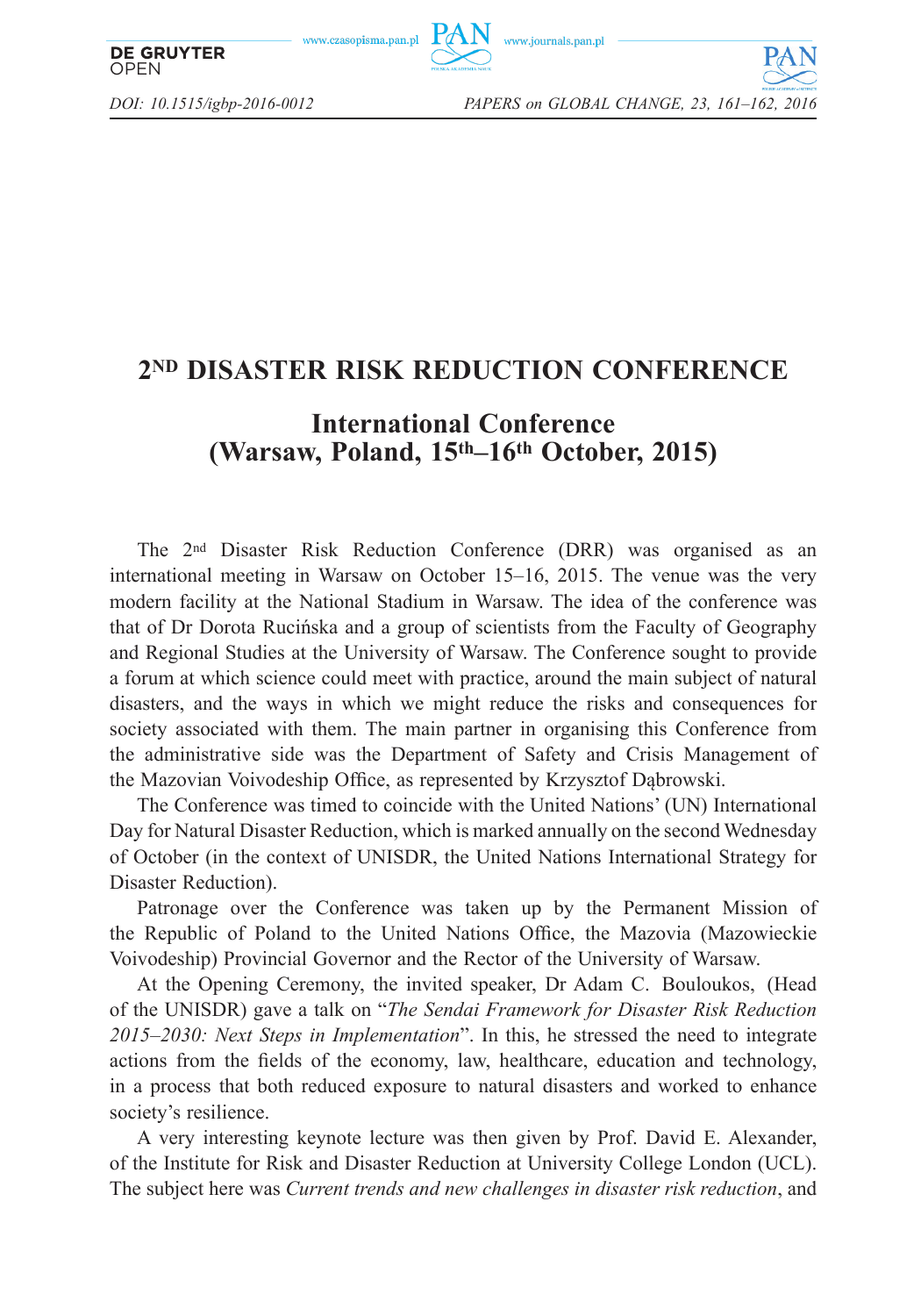# 2ND DISASTER RISK REDUCTION CONFERENCE

## International Conference (Warsaw, Poland, 15th–16th October, 2015)

The 2nd Disaster Risk Reduction Conference (DRR) was organised as an international meeting in Warsaw on October 15–16, 2015. The venue was the very modern facility at the National Stadium in Warsaw. The idea of the conference was that of Dr Dorota Rucińska and a group of scientists from the Faculty of Geography and Regional Studies at the University of Warsaw. The Conference sought to provide a forum at which science could meet with practice, around the main subject of natural disasters, and the ways in which we might reduce the risks and consequences for society associated with them. The main partner in organising this Conference from the administrative side was the Department of Safety and Crisis Management of the Mazovian Voivodeship Office, as represented by Krzysztof Dąbrowski.

The Conference was timed to coincide with the United Nations' (UN) International Day for Natural Disaster Reduction, which is marked annually on the second Wednesday of October (in the context of UNISDR, the United Nations International Strategy for Disaster Reduction).

Patronage over the Conference was taken up by the Permanent Mission of the Republic of Poland to the United Nations Office, the Mazovia (Mazowieckie Voivodeship) Provincial Governor and the Rector of the University of Warsaw.

At the Opening Ceremony, the invited speaker, Dr Adam C. Bouloukos, (Head of the UNISDR) gave a talk on "*The Sendai Framework for Disaster Risk Reduction 2015–2030: Next Steps in Implementation*". In this, he stressed the need to integrate actions from the fields of the economy, law, healthcare, education and technology, in a process that both reduced exposure to natural disasters and worked to enhance society's resilience.

A very interesting keynote lecture was then given by Prof. David E. Alexander, of the Institute for Risk and Disaster Reduction at University College London (UCL). The subject here was *Current trends and new challenges in disaster risk reduction*, and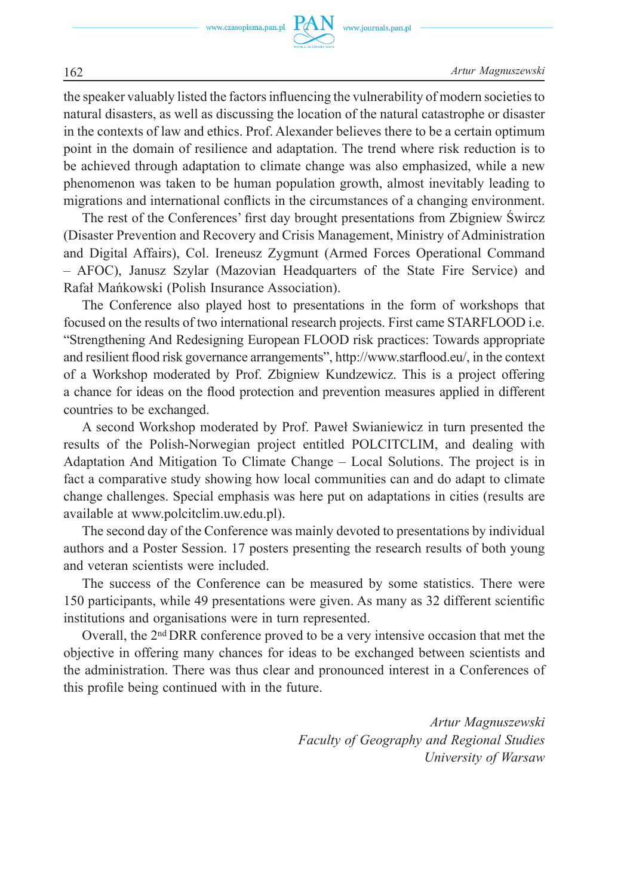the speaker valuably listed the factors influencing the vulnerability of modern societies to natural disasters, as well as discussing the location of the natural catastrophe or disaster in the contexts of law and ethics. Prof. Alexander believes there to be a certain optimum point in the domain of resilience and adaptation. The trend where risk reduction is to be achieved through adaptation to climate change was also emphasized, while a new phenomenon was taken to be human population growth, almost inevitably leading to migrations and international conflicts in the circumstances of a changing environment.

The rest of the Conferences' first day brought presentations from Zbigniew Śwircz (Disaster Prevention and Recovery and Crisis Management, Ministry of Administration and Digital Affairs), Col. Ireneusz Zygmunt (Armed Forces Operational Command – AFOC), Janusz Szylar (Mazovian Headquarters of the State Fire Service) and Rafał Mańkowski (Polish Insurance Association).

The Conference also played host to presentations in the form of workshops that focused on the results of two international research projects. First came STARFLOOD i.e. "Strengthening And Redesigning European FLOOD risk practices: Towards appropriate and resilient flood risk governance arrangements", http://www.starflood.eu/, in the context of a Workshop moderated by Prof. Zbigniew Kundzewicz. This is a project offering a chance for ideas on the flood protection and prevention measures applied in different countries to be exchanged.

A second Workshop moderated by Prof. Paweł Swianiewicz in turn presented the results of the Polish-Norwegian project entitled POLCITCLIM, and dealing with Adaptation And Mitigation To Climate Change – Local Solutions. The project is in fact a comparative study showing how local communities can and do adapt to climate change challenges. Special emphasis was here put on adaptations in cities (results are available at www.polcitclim.uw.edu.pl).

The second day of the Conference was mainly devoted to presentations by individual authors and a Poster Session. 17 posters presenting the research results of both young and veteran scientists were included.

The success of the Conference can be measured by some statistics. There were 150 participants, while 49 presentations were given. As many as 32 different scientific institutions and organisations were in turn represented.

Overall, the 2nd DRR conference proved to be a very intensive occasion that met the objective in offering many chances for ideas to be exchanged between scientists and the administration. There was thus clear and pronounced interest in a Conferences of this profile being continued with in the future.

*Artur Magnuszewski*
*Faculty of Geography and Regional Studies*
*University of Warsaw*